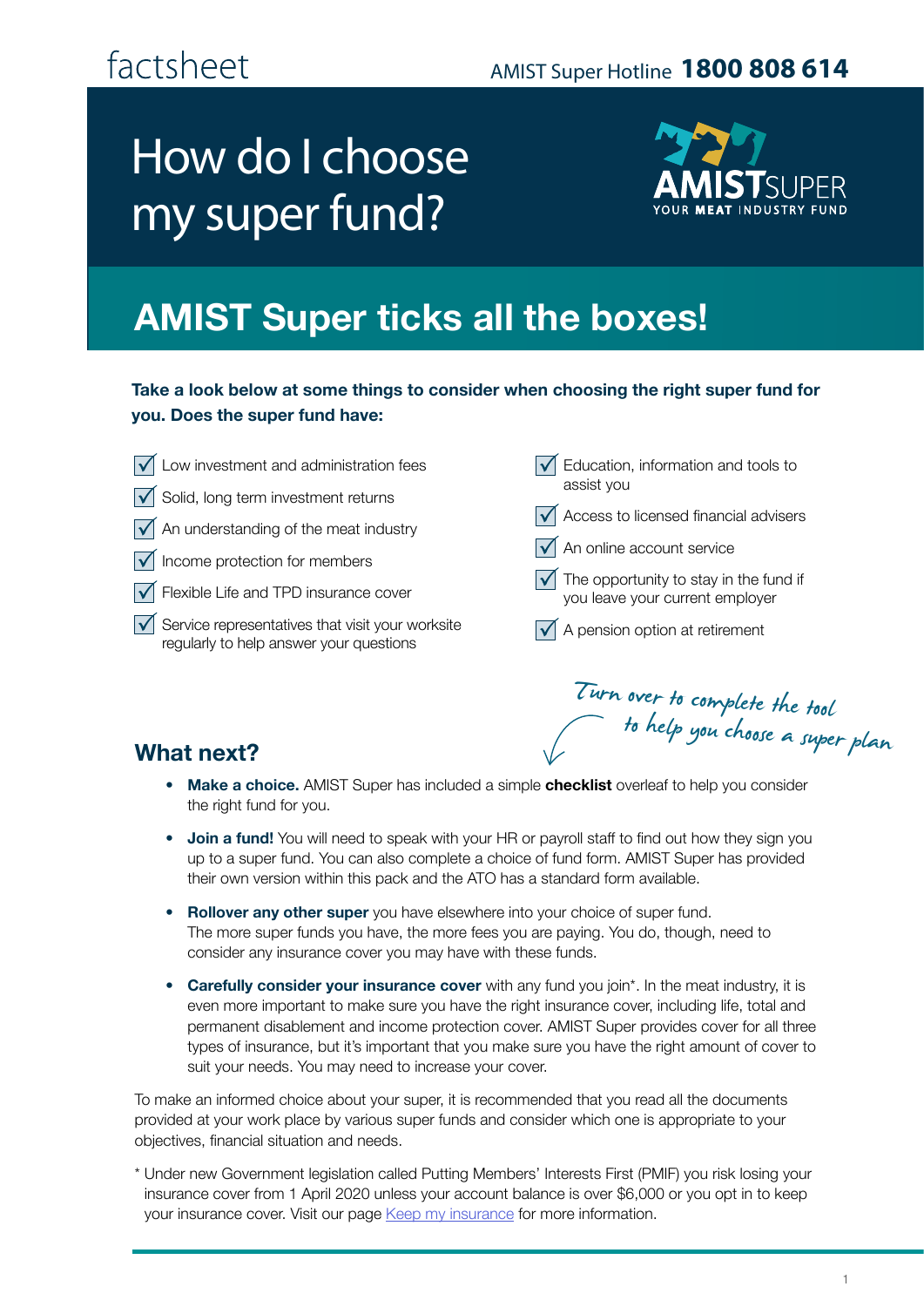factsheet

AMIST Super Hotline **1800 808 614**

# How do I choose my super fund?

AMIST SUPER — YOUR MEAT INDUSTRY FUND

## AMIST Super ticks all the boxes!

**Take a look below at some things to consider when choosing the right super fund for you. Does the super fund have:**

- ☑ Low investment and administration fees
- ☑ Solid, long term investment returns
- ☑ An understanding of the meat industry
- ☑ Income protection for members
- ☑ Flexible Life and TPD insurance cover
- ☑ Service representatives that visit your worksite regularly to help answer your questions
- ☑ Education, information and tools to assist you
- ☑ Access to licensed financial advisers
- ☑ An online account service
- ☑ The opportunity to stay in the fund if you leave your current employer
- ☑ A pension option at retirement

*Turn over to complete the tool to help you choose a super plan*

## What next?

- **Make a choice.** AMIST Super has included a simple **checklist** overleaf to help you consider the right fund for you.
- **Join a fund!** You will need to speak with your HR or payroll staff to find out how they sign you up to a super fund. You can also complete a choice of fund form. AMIST Super has provided their own version within this pack and the ATO has a standard form available.
- **Rollover any other super** you have elsewhere into your choice of super fund. The more super funds you have, the more fees you are paying. You do, though, need to consider any insurance cover you may have with these funds.
- **Carefully consider your insurance cover** with any fund you join*. In the meat industry, it is even more important to make sure you have the right insurance cover, including life, total and permanent disablement and income protection cover. AMIST Super provides cover for all three types of insurance, but it's important that you make sure you have the right amount of cover to suit your needs. You may need to increase your cover.

To make an informed choice about your super, it is recommended that you read all the documents provided at your work place by various super funds and consider which one is appropriate to your objectives, financial situation and needs.

* Under new Government legislation called Putting Members' Interests First (PMIF) you risk losing your insurance cover from 1 April 2020 unless your account balance is over $6,000 or you opt in to keep your insurance cover. Visit our page Keep my insurance for more information.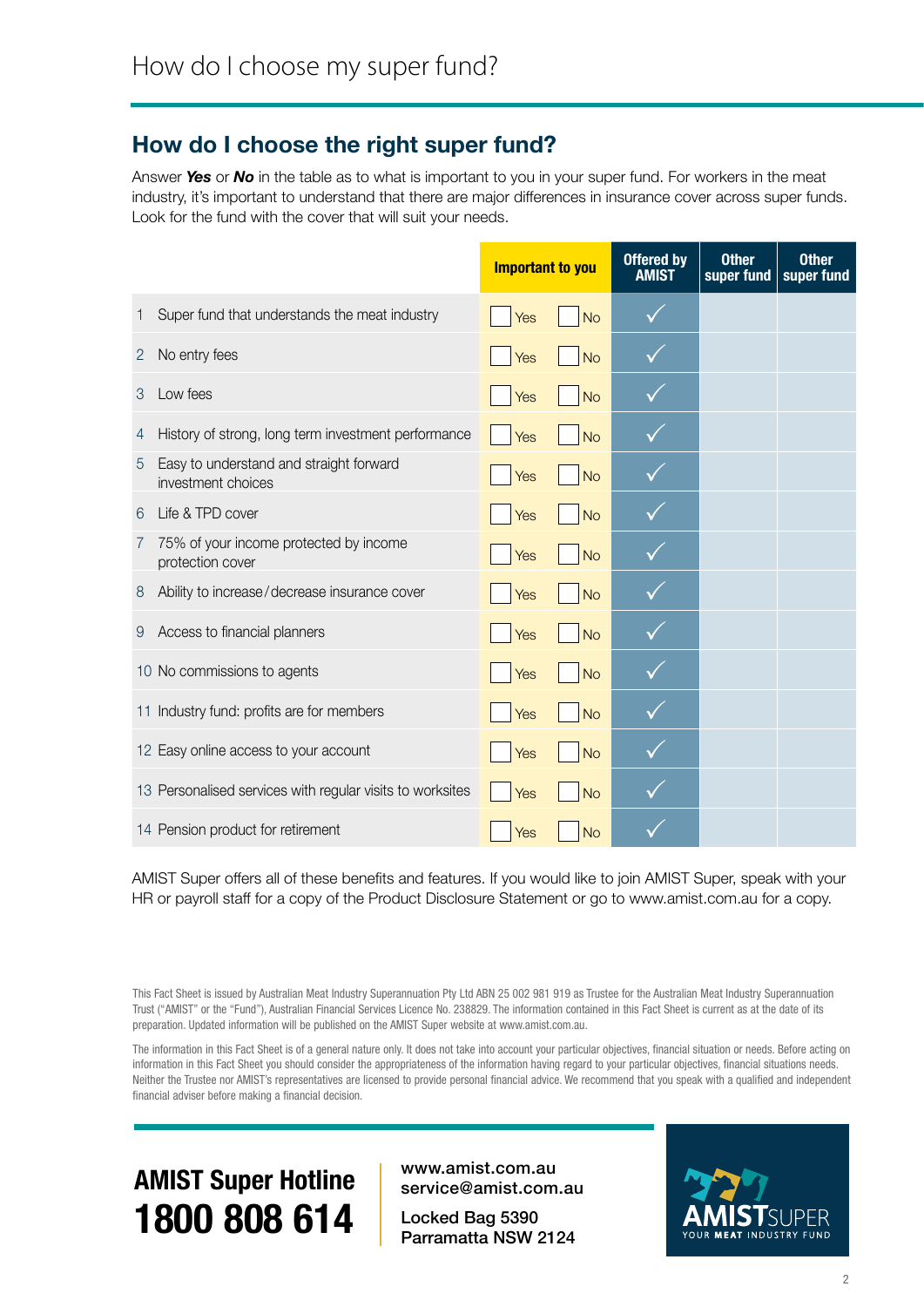# How do I choose my super fund?

## How do I choose the right super fund?

Answer ***Yes*** or ***No*** in the table as to what is important to you in your super fund. For workers in the meat industry, it's important to understand that there are major differences in insurance cover across super funds. Look for the fund with the cover that will suit your needs.

| | | Important to you | Offered by AMIST | Other super fund | Other super fund |
|---|---|---|---|---|---|
| 1 | Super fund that understands the meat industry | ☐ Yes ☐ No | ✓ | | |
| 2 | No entry fees | ☐ Yes ☐ No | ✓ | | |
| 3 | Low fees | ☐ Yes ☐ No | ✓ | | |
| 4 | History of strong, long term investment performance | ☐ Yes ☐ No | ✓ | | |
| 5 | Easy to understand and straight forward investment choices | ☐ Yes ☐ No | ✓ | | |
| 6 | Life & TPD cover | ☐ Yes ☐ No | ✓ | | |
| 7 | 75% of your income protected by income protection cover | ☐ Yes ☐ No | ✓ | | |
| 8 | Ability to increase/decrease insurance cover | ☐ Yes ☐ No | ✓ | | |
| 9 | Access to financial planners | ☐ Yes ☐ No | ✓ | | |
| 10 | No commissions to agents | ☐ Yes ☐ No | ✓ | | |
| 11 | Industry fund: profits are for members | ☐ Yes ☐ No | ✓ | | |
| 12 | Easy online access to your account | ☐ Yes ☐ No | ✓ | | |
| 13 | Personalised services with regular visits to worksites | ☐ Yes ☐ No | ✓ | | |
| 14 | Pension product for retirement | ☐ Yes ☐ No | ✓ | | |

AMIST Super offers all of these benefits and features. If you would like to join AMIST Super, speak with your HR or payroll staff for a copy of the Product Disclosure Statement or go to www.amist.com.au for a copy.

This Fact Sheet is issued by Australian Meat Industry Superannuation Pty Ltd ABN 25 002 981 919 as Trustee for the Australian Meat Industry Superannuation Trust ("AMIST" or the "Fund"), Australian Financial Services Licence No. 238829. The information contained in this Fact Sheet is current as at the date of its preparation. Updated information will be published on the AMIST Super website at www.amist.com.au.

The information in this Fact Sheet is of a general nature only. It does not take into account your particular objectives, financial situation or needs. Before acting on information in this Fact Sheet you should consider the appropriateness of the information having regard to your particular objectives, financial situations needs. Neither the Trustee nor AMIST's representatives are licensed to provide personal financial advice. We recommend that you speak with a qualified and independent financial adviser before making a financial decision.

**AMIST Super Hotline**
**1800 808 614**

www.amist.com.au
service@amist.com.au

Locked Bag 5390
Parramatta NSW 2124

AMISTSUPER
YOUR MEAT INDUSTRY FUND